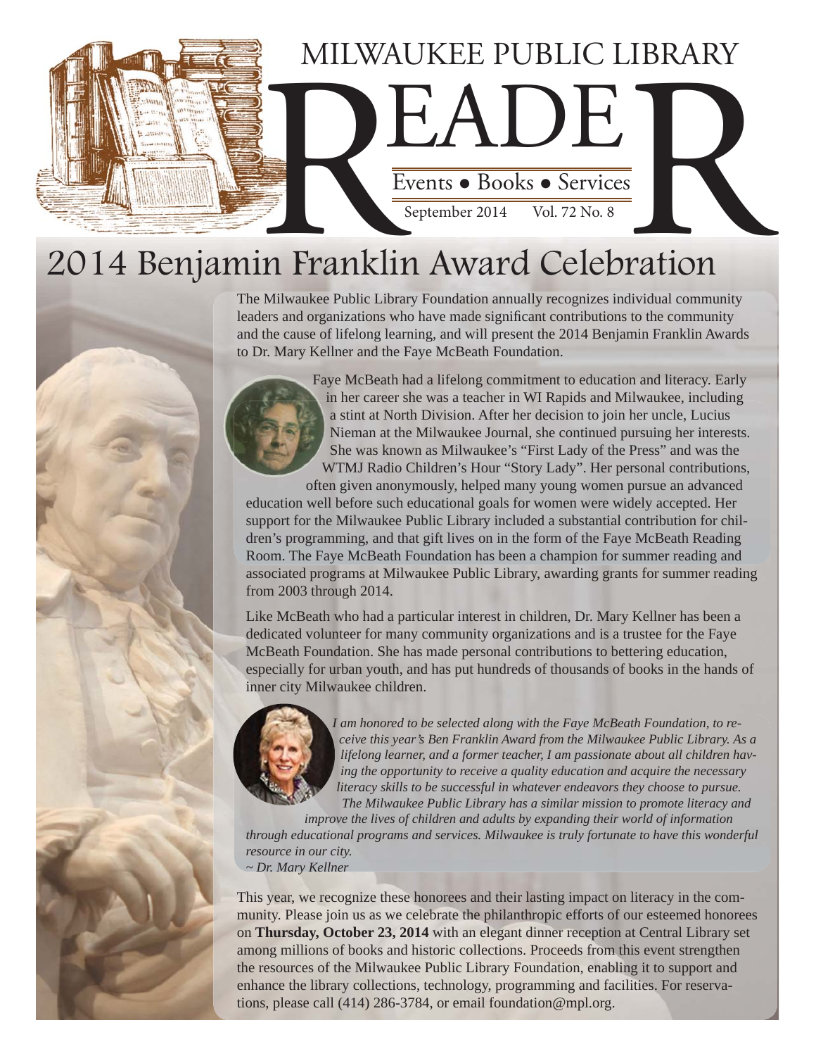# MILWAUKEE PUBLIC LIBRARY READER

Events • Books • Services

September 2014 Vol. 72 No. 8

## 2014 Benjamin Franklin Award Celebration

The Milwaukee Public Library Foundation annually recognizes individual community leaders and organizations who have made significant contributions to the community and the cause of lifelong learning, and will present the 2014 Benjamin Franklin Awards to Dr. Mary Kellner and the Faye McBeath Foundation.

Faye McBeath had a lifelong commitment to education and literacy. Early in her career she was a teacher in WI Rapids and Milwaukee, including a stint at North Division. After her decision to join her uncle, Lucius Nieman at the Milwaukee Journal, she continued pursuing her interests. She was known as Milwaukee's "First Lady of the Press" and was the WTMJ Radio Children's Hour "Story Lady". Her personal contributions, often given anonymously, helped many young women pursue an advanced education well before such educational goals for women were widely accepted. Her support for the Milwaukee Public Library included a substantial contribution for children's programming, and that gift lives on in the form of the Faye McBeath Reading Room. The Faye McBeath Foundation has been a champion for summer reading and associated programs at Milwaukee Public Library, awarding grants for summer reading from 2003 through 2014.

Like McBeath who had a particular interest in children, Dr. Mary Kellner has been a dedicated volunteer for many community organizations and is a trustee for the Faye McBeath Foundation. She has made personal contributions to bettering education, especially for urban youth, and has put hundreds of thousands of books in the hands of inner city Milwaukee children.

*I am honored to be selected along with the Faye McBeath Foundation, to receive this year's Ben Franklin Award from the Milwaukee Public Library. As a lifelong learner, and a former teacher, I am passionate about all children having the opportunity to receive a quality education and acquire the necessary literacy skills to be successful in whatever endeavors they choose to pursue. The Milwaukee Public Library has a similar mission to promote literacy and improve the lives of children and adults by expanding their world of information through educational programs and services. Milwaukee is truly fortunate to have this wonderful resource in our city.*
*~ Dr. Mary Kellner*

This year, we recognize these honorees and their lasting impact on literacy in the community. Please join us as we celebrate the philanthropic efforts of our esteemed honorees on **Thursday, October 23, 2014** with an elegant dinner reception at Central Library set among millions of books and historic collections. Proceeds from this event strengthen the resources of the Milwaukee Public Library Foundation, enabling it to support and enhance the library collections, technology, programming and facilities. For reservations, please call (414) 286-3784, or email foundation@mpl.org.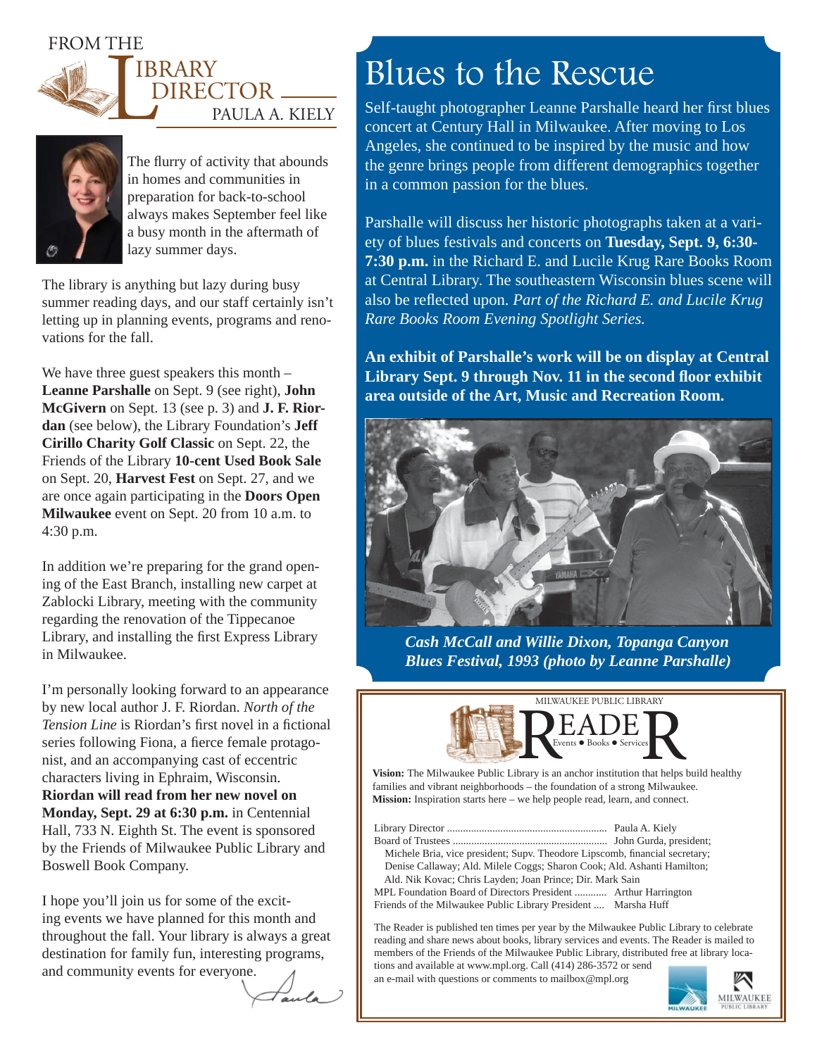## From the Library Director

### Paula A. Kiely

The flurry of activity that abounds in homes and communities in preparation for back-to-school always makes September feel like a busy month in the aftermath of lazy summer days.

The library is anything but lazy during busy summer reading days, and our staff certainly isn't letting up in planning events, programs and renovations for the fall.

We have three guest speakers this month – **Leanne Parshalle** on Sept. 9 (see right), **John McGivern** on Sept. 13 (see p. 3) and **J. F. Riordan** (see below), the Library Foundation's **Jeff Cirillo Charity Golf Classic** on Sept. 22, the Friends of the Library **10-cent Used Book Sale** on Sept. 20, **Harvest Fest** on Sept. 27, and we are once again participating in the **Doors Open Milwaukee** event on Sept. 20 from 10 a.m. to 4:30 p.m.

In addition we're preparing for the grand opening of the East Branch, installing new carpet at Zablocki Library, meeting with the community regarding the renovation of the Tippecanoe Library, and installing the first Express Library in Milwaukee.

I'm personally looking forward to an appearance by new local author J. F. Riordan. *North of the Tension Line* is Riordan's first novel in a fictional series following Fiona, a fierce female protagonist, and an accompanying cast of eccentric characters living in Ephraim, Wisconsin. **Riordan will read from her new novel on Monday, Sept. 29 at 6:30 p.m.** in Centennial Hall, 733 N. Eighth St. The event is sponsored by the Friends of Milwaukee Public Library and Boswell Book Company.

I hope you'll join us for some of the exciting events we have planned for this month and throughout the fall. Your library is always a great destination for family fun, interesting programs, and community events for everyone.

Paula

# Blues to the Rescue

Self-taught photographer Leanne Parshalle heard her first blues concert at Century Hall in Milwaukee. After moving to Los Angeles, she continued to be inspired by the music and how the genre brings people from different demographics together in a common passion for the blues.

Parshalle will discuss her historic photographs taken at a variety of blues festivals and concerts on **Tuesday, Sept. 9, 6:30-7:30 p.m.** in the Richard E. and Lucile Krug Rare Books Room at Central Library. The southeastern Wisconsin blues scene will also be reflected upon. *Part of the Richard E. and Lucile Krug Rare Books Room Evening Spotlight Series.*

**An exhibit of Parshalle's work will be on display at Central Library Sept. 9 through Nov. 11 in the second floor exhibit area outside of the Art, Music and Recreation Room.**

***Cash McCall and Willie Dixon, Topanga Canyon Blues Festival, 1993 (photo by Leanne Parshalle)***

---

Milwaukee Public Library

## Reader

Events • Books • Services

**Vision:** The Milwaukee Public Library is an anchor institution that helps build healthy families and vibrant neighborhoods – the foundation of a strong Milwaukee.
**Mission:** Inspiration starts here – we help people read, learn, and connect.

Library Director ........................................................... Paula A. Kiely
Board of Trustees ......................................................... John Gurda, president;
Michele Bria, vice president; Supv. Theodore Lipscomb, financial secretary; Denise Callaway; Ald. Milele Coggs; Sharon Cook; Ald. Ashanti Hamilton; Ald. Nik Kovac; Chris Layden; Joan Prince; Dir. Mark Sain
MPL Foundation Board of Directors President ............ Arthur Harrington
Friends of the Milwaukee Public Library President .... Marsha Huff

The Reader is published ten times per year by the Milwaukee Public Library to celebrate reading and share news about books, library services and events. The Reader is mailed to members of the Friends of the Milwaukee Public Library, distributed free at library locations and available at www.mpl.org. Call (414) 286-3572 or send an e-mail with questions or comments to mailbox@mpl.org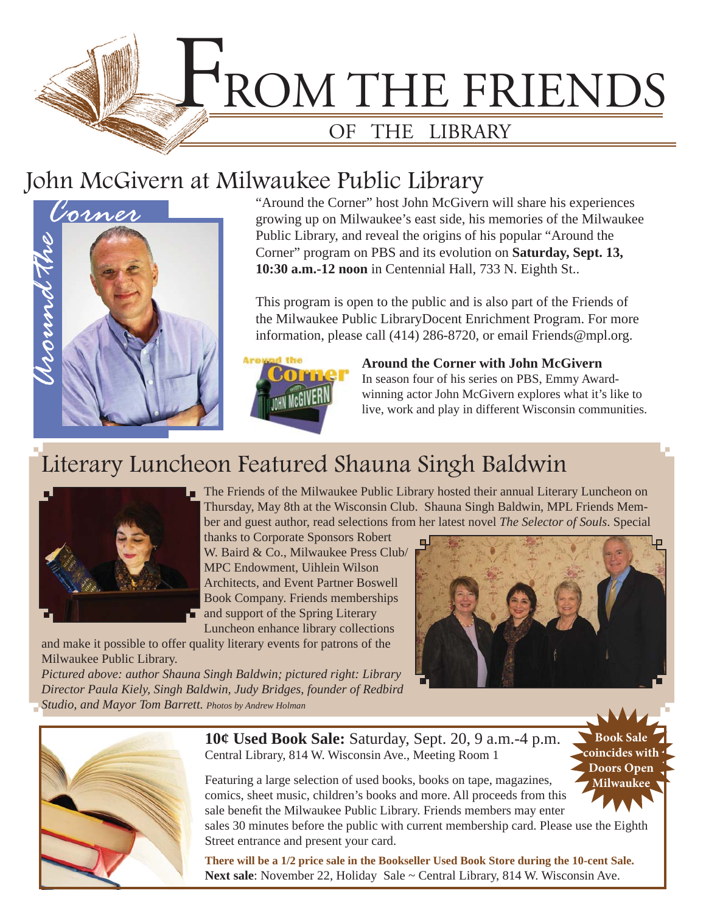# FROM THE FRIENDS OF THE LIBRARY

## John McGivern at Milwaukee Public Library

"Around the Corner" host John McGivern will share his experiences growing up on Milwaukee's east side, his memories of the Milwaukee Public Library, and reveal the origins of his popular "Around the Corner" program on PBS and its evolution on **Saturday, Sept. 13, 10:30 a.m.-12 noon** in Centennial Hall, 733 N. Eighth St..

This program is open to the public and is also part of the Friends of the Milwaukee Public LibraryDocent Enrichment Program. For more information, please call (414) 286-8720, or email Friends@mpl.org.

**Around the Corner with John McGivern**
In season four of his series on PBS, Emmy Award-winning actor John McGivern explores what it's like to live, work and play in different Wisconsin communities.

## Literary Luncheon Featured Shauna Singh Baldwin

The Friends of the Milwaukee Public Library hosted their annual Literary Luncheon on Thursday, May 8th at the Wisconsin Club. Shauna Singh Baldwin, MPL Friends Member and guest author, read selections from her latest novel *The Selector of Souls*. Special thanks to Corporate Sponsors Robert W. Baird & Co., Milwaukee Press Club/ MPC Endowment, Uihlein Wilson Architects, and Event Partner Boswell Book Company. Friends memberships and support of the Spring Literary Luncheon enhance library collections and make it possible to offer quality literary events for patrons of the Milwaukee Public Library.

*Pictured above: author Shauna Singh Baldwin; pictured right: Library Director Paula Kiely, Singh Baldwin, Judy Bridges, founder of Redbird Studio, and Mayor Tom Barrett. Photos by Andrew Holman*

**10¢ Used Book Sale:** Saturday, Sept. 20, 9 a.m.-4 p.m.
Central Library, 814 W. Wisconsin Ave., Meeting Room 1

**Book Sale coincides with Doors Open Milwaukee**

Featuring a large selection of used books, books on tape, magazines, comics, sheet music, children's books and more. All proceeds from this sale benefit the Milwaukee Public Library. Friends members may enter sales 30 minutes before the public with current membership card. Please use the Eighth Street entrance and present your card.

**There will be a 1/2 price sale in the Bookseller Used Book Store during the 10-cent Sale.**
**Next sale**: November 22, Holiday Sale ~ Central Library, 814 W. Wisconsin Ave.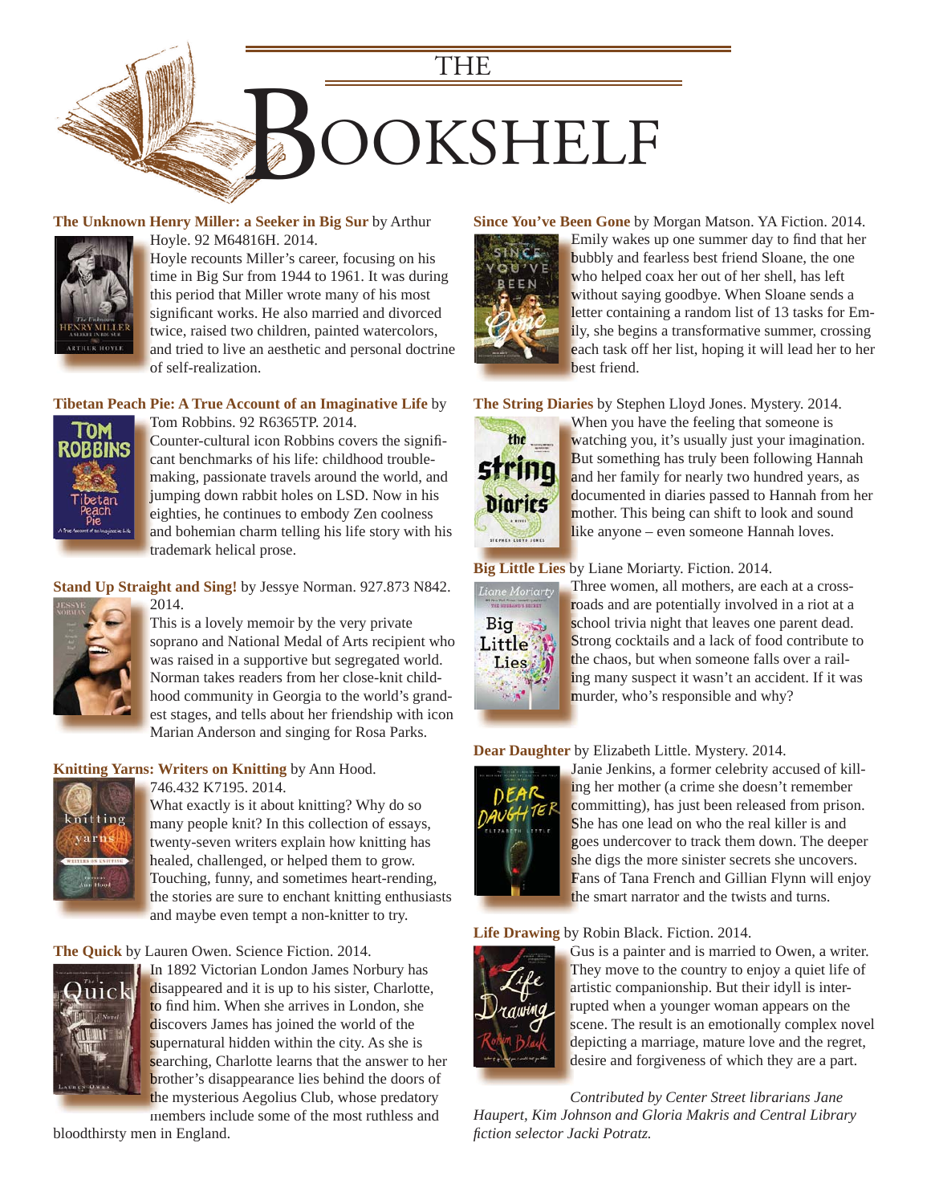# THE BOOKSHELF

**The Unknown Henry Miller: a Seeker in Big Sur** by Arthur Hoyle. 92 M64816H. 2014.
Hoyle recounts Miller's career, focusing on his time in Big Sur from 1944 to 1961. It was during this period that Miller wrote many of his most significant works. He also married and divorced twice, raised two children, painted watercolors, and tried to live an aesthetic and personal doctrine of self-realization.

**Tibetan Peach Pie: A True Account of an Imaginative Life** by Tom Robbins. 92 R6365TP. 2014.
Counter-cultural icon Robbins covers the significant benchmarks of his life: childhood trouble-making, passionate travels around the world, and jumping down rabbit holes on LSD. Now in his eighties, he continues to embody Zen coolness and bohemian charm telling his life story with his trademark helical prose.

**Stand Up Straight and Sing!** by Jessye Norman. 927.873 N842. 2014.
This is a lovely memoir by the very private soprano and National Medal of Arts recipient who was raised in a supportive but segregated world. Norman takes readers from her close-knit childhood community in Georgia to the world's grandest stages, and tells about her friendship with icon Marian Anderson and singing for Rosa Parks.

**Knitting Yarns: Writers on Knitting** by Ann Hood. 746.432 K7195. 2014.
What exactly is it about knitting? Why do so many people knit? In this collection of essays, twenty-seven writers explain how knitting has healed, challenged, or helped them to grow. Touching, funny, and sometimes heart-rending, the stories are sure to enchant knitting enthusiasts and maybe even tempt a non-knitter to try.

**The Quick** by Lauren Owen. Science Fiction. 2014.
In 1892 Victorian London James Norbury has disappeared and it is up to his sister, Charlotte, to find him. When she arrives in London, she discovers James has joined the world of the supernatural hidden within the city. As she is searching, Charlotte learns that the answer to her brother's disappearance lies behind the doors of the mysterious Aegolius Club, whose predatory members include some of the most ruthless and bloodthirsty men in England.

**Since You've Been Gone** by Morgan Matson. YA Fiction. 2014.
Emily wakes up one summer day to find that her bubbly and fearless best friend Sloane, the one who helped coax her out of her shell, has left without saying goodbye. When Sloane sends a letter containing a random list of 13 tasks for Emily, she begins a transformative summer, crossing each task off her list, hoping it will lead her to her best friend.

**The String Diaries** by Stephen Lloyd Jones. Mystery. 2014.
When you have the feeling that someone is watching you, it's usually just your imagination. But something has truly been following Hannah and her family for nearly two hundred years, as documented in diaries passed to Hannah from her mother. This being can shift to look and sound like anyone – even someone Hannah loves.

**Big Little Lies** by Liane Moriarty. Fiction. 2014.
Three women, all mothers, are each at a crossroads and are potentially involved in a riot at a school trivia night that leaves one parent dead. Strong cocktails and a lack of food contribute to the chaos, but when someone falls over a railing many suspect it wasn't an accident. If it was murder, who's responsible and why?

**Dear Daughter** by Elizabeth Little. Mystery. 2014.
Janie Jenkins, a former celebrity accused of killing her mother (a crime she doesn't remember committing), has just been released from prison. She has one lead on who the real killer is and goes undercover to track them down. The deeper she digs the more sinister secrets she uncovers. Fans of Tana French and Gillian Flynn will enjoy the smart narrator and the twists and turns.

**Life Drawing** by Robin Black. Fiction. 2014.
Gus is a painter and is married to Owen, a writer. They move to the country to enjoy a quiet life of artistic companionship. But their idyll is interrupted when a younger woman appears on the scene. The result is an emotionally complex novel depicting a marriage, mature love and the regret, desire and forgiveness of which they are a part.

*Contributed by Center Street librarians Jane Haupert, Kim Johnson and Gloria Makris and Central Library fiction selector Jacki Potratz.*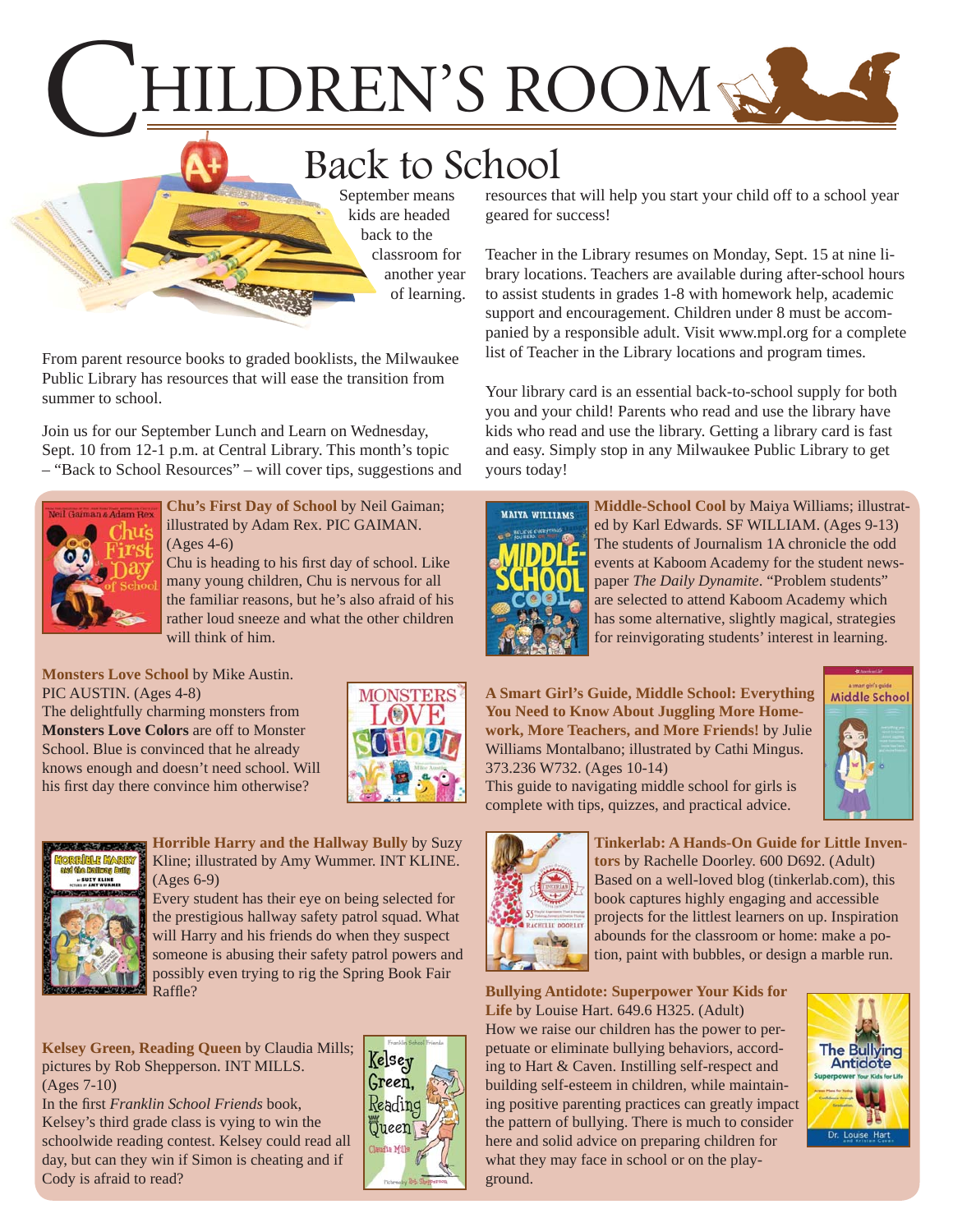# CHILDREN'S ROOM

## Back to School

September means kids are headed back to the classroom for another year of learning.

From parent resource books to graded booklists, the Milwaukee Public Library has resources that will ease the transition from summer to school.

Join us for our September Lunch and Learn on Wednesday, Sept. 10 from 12-1 p.m. at Central Library. This month's topic – "Back to School Resources" – will cover tips, suggestions and resources that will help you start your child off to a school year geared for success!

Teacher in the Library resumes on Monday, Sept. 15 at nine library locations. Teachers are available during after-school hours to assist students in grades 1-8 with homework help, academic support and encouragement. Children under 8 must be accompanied by a responsible adult. Visit www.mpl.org for a complete list of Teacher in the Library locations and program times.

Your library card is an essential back-to-school supply for both you and your child! Parents who read and use the library have kids who read and use the library. Getting a library card is fast and easy. Simply stop in any Milwaukee Public Library to get yours today!

**Chu's First Day of School** by Neil Gaiman; illustrated by Adam Rex. PIC GAIMAN. (Ages 4-6)
Chu is heading to his first day of school. Like many young children, Chu is nervous for all the familiar reasons, but he's also afraid of his rather loud sneeze and what the other children will think of him.

**Monsters Love School** by Mike Austin. PIC AUSTIN. (Ages 4-8)
The delightfully charming monsters from **Monsters Love Colors** are off to Monster School. Blue is convinced that he already knows enough and doesn't need school. Will his first day there convince him otherwise?

**Horrible Harry and the Hallway Bully** by Suzy Kline; illustrated by Amy Wummer. INT KLINE. (Ages 6-9)
Every student has their eye on being selected for the prestigious hallway safety patrol squad. What will Harry and his friends do when they suspect someone is abusing their safety patrol powers and possibly even trying to rig the Spring Book Fair Raffle?

**Kelsey Green, Reading Queen** by Claudia Mills; pictures by Rob Shepperson. INT MILLS. (Ages 7-10)
In the first *Franklin School Friends* book, Kelsey's third grade class is vying to win the schoolwide reading contest. Kelsey could read all day, but can they win if Simon is cheating and if Cody is afraid to read?

**Middle-School Cool** by Maiya Williams; illustrated by Karl Edwards. SF WILLIAM. (Ages 9-13)
The students of Journalism 1A chronicle the odd events at Kaboom Academy for the student newspaper *The Daily Dynamite*. "Problem students" are selected to attend Kaboom Academy which has some alternative, slightly magical, strategies for reinvigorating students' interest in learning.

**A Smart Girl's Guide, Middle School: Everything You Need to Know About Juggling More Homework, More Teachers, and More Friends!** by Julie Williams Montalbano; illustrated by Cathi Mingus. 373.236 W732. (Ages 10-14)
This guide to navigating middle school for girls is complete with tips, quizzes, and practical advice.

**Tinkerlab: A Hands-On Guide for Little Inventors** by Rachelle Doorley. 600 D692. (Adult)
Based on a well-loved blog (tinkerlab.com), this book captures highly engaging and accessible projects for the littlest learners on up. Inspiration abounds for the classroom or home: make a potion, paint with bubbles, or design a marble run.

**Bullying Antidote: Superpower Your Kids for Life** by Louise Hart. 649.6 H325. (Adult)
How we raise our children has the power to perpetuate or eliminate bullying behaviors, according to Hart & Caven. Instilling self-respect and building self-esteem in children, while maintaining positive parenting practices can greatly impact the pattern of bullying. There is much to consider here and solid advice on preparing children for what they may face in school or on the playground.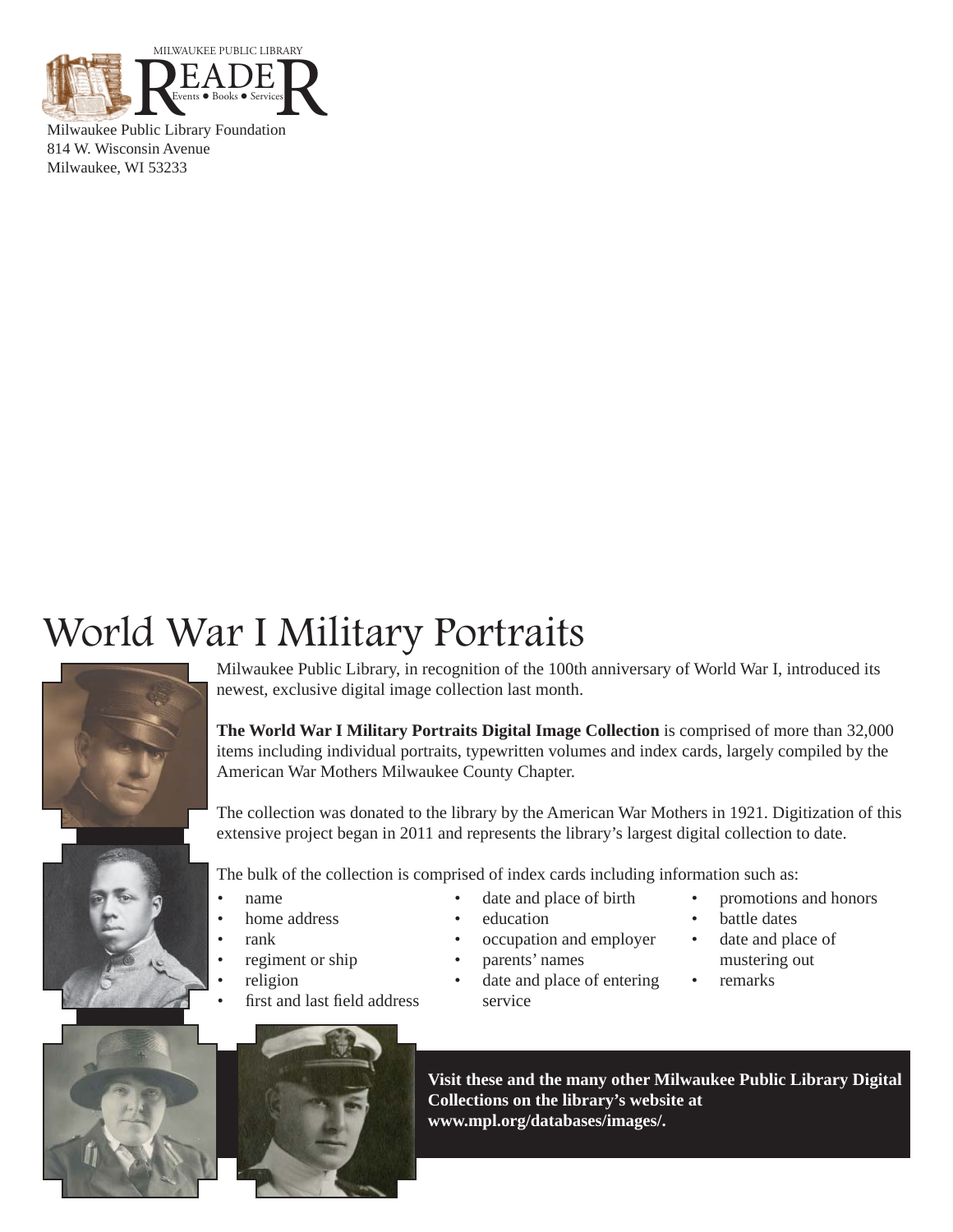MILWAUKEE PUBLIC LIBRARY

READER

Events • Books • Services

Milwaukee Public Library Foundation
814 W. Wisconsin Avenue
Milwaukee, WI 53233

# World War I Military Portraits

Milwaukee Public Library, in recognition of the 100th anniversary of World War I, introduced its newest, exclusive digital image collection last month.

**The World War I Military Portraits Digital Image Collection** is comprised of more than 32,000 items including individual portraits, typewritten volumes and index cards, largely compiled by the American War Mothers Milwaukee County Chapter.

The collection was donated to the library by the American War Mothers in 1921. Digitization of this extensive project began in 2011 and represents the library's largest digital collection to date.

The bulk of the collection is comprised of index cards including information such as:

- name
- home address
- rank
- regiment or ship
- religion
- first and last field address
- date and place of birth
- education
- occupation and employer
- parents' names
- date and place of entering service
- promotions and honors
- battle dates
- date and place of mustering out
- remarks

**Visit these and the many other Milwaukee Public Library Digital Collections on the library's website at www.mpl.org/databases/images/.**